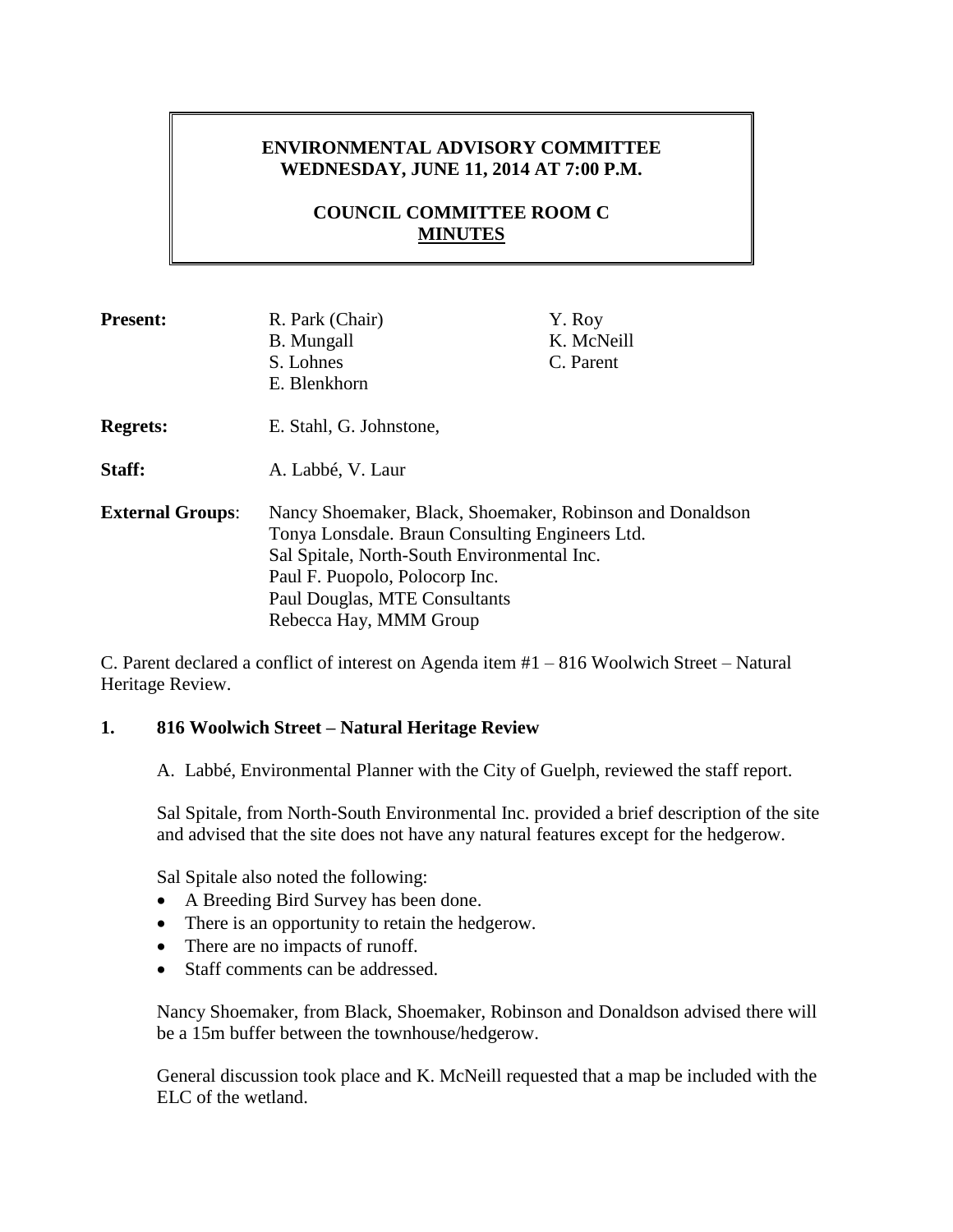# ENVIRONMENTAL ADVISORY COMMITTEE
# WEDNESDAY, JUNE 11, 2014 AT 7:00 P.M.

## COUNCIL COMMITTEE ROOM C
## MINUTES

**Present:** R. Park (Chair), B. Mungall, S. Lohnes, E. Blenkhorn, Y. Roy, K. McNeill, C. Parent

**Regrets:** E. Stahl, G. Johnstone,

**Staff:** A. Labbé, V. Laur

**External Groups**:
Nancy Shoemaker, Black, Shoemaker, Robinson and Donaldson
Tonya Lonsdale. Braun Consulting Engineers Ltd.
Sal Spitale, North-South Environmental Inc.
Paul F. Puopolo, Polocorp Inc.
Paul Douglas, MTE Consultants
Rebecca Hay, MMM Group

C. Parent declared a conflict of interest on Agenda item #1 – 816 Woolwich Street – Natural Heritage Review.

## 1. 816 Woolwich Street – Natural Heritage Review

A. Labbé, Environmental Planner with the City of Guelph, reviewed the staff report.

Sal Spitale, from North-South Environmental Inc. provided a brief description of the site and advised that the site does not have any natural features except for the hedgerow.

Sal Spitale also noted the following:

- A Breeding Bird Survey has been done.
- There is an opportunity to retain the hedgerow.
- There are no impacts of runoff.
- Staff comments can be addressed.

Nancy Shoemaker, from Black, Shoemaker, Robinson and Donaldson advised there will be a 15m buffer between the townhouse/hedgerow.

General discussion took place and K. McNeill requested that a map be included with the ELC of the wetland.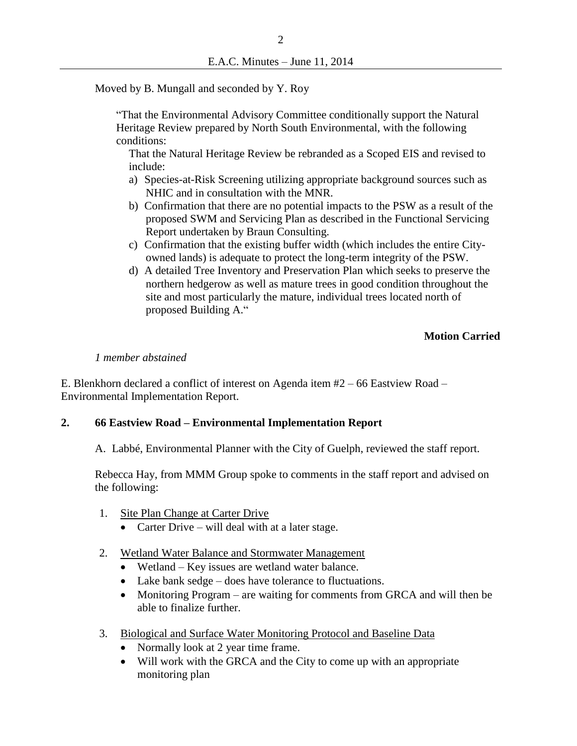Moved by B. Mungall and seconded by Y. Roy

> "That the Environmental Advisory Committee conditionally support the Natural Heritage Review prepared by North South Environmental, with the following conditions:
>
> That the Natural Heritage Review be rebranded as a Scoped EIS and revised to include:
>
> a) Species-at-Risk Screening utilizing appropriate background sources such as NHIC and in consultation with the MNR.
>
> b) Confirmation that there are no potential impacts to the PSW as a result of the proposed SWM and Servicing Plan as described in the Functional Servicing Report undertaken by Braun Consulting.
>
> c) Confirmation that the existing buffer width (which includes the entire City-owned lands) is adequate to protect the long-term integrity of the PSW.
>
> d) A detailed Tree Inventory and Preservation Plan which seeks to preserve the northern hedgerow as well as mature trees in good condition throughout the site and most particularly the mature, individual trees located north of proposed Building A."

**Motion Carried**

*1 member abstained*

E. Blenkhorn declared a conflict of interest on Agenda item #2 – 66 Eastview Road – Environmental Implementation Report.

## 2. 66 Eastview Road – Environmental Implementation Report

A. Labbé, Environmental Planner with the City of Guelph, reviewed the staff report.

Rebecca Hay, from MMM Group spoke to comments in the staff report and advised on the following:

1. <u>Site Plan Change at Carter Drive</u>
   - Carter Drive – will deal with at a later stage.
2. <u>Wetland Water Balance and Stormwater Management</u>
   - Wetland – Key issues are wetland water balance.
   - Lake bank sedge – does have tolerance to fluctuations.
   - Monitoring Program – are waiting for comments from GRCA and will then be able to finalize further.
3. <u>Biological and Surface Water Monitoring Protocol and Baseline Data</u>
   - Normally look at 2 year time frame.
   - Will work with the GRCA and the City to come up with an appropriate monitoring plan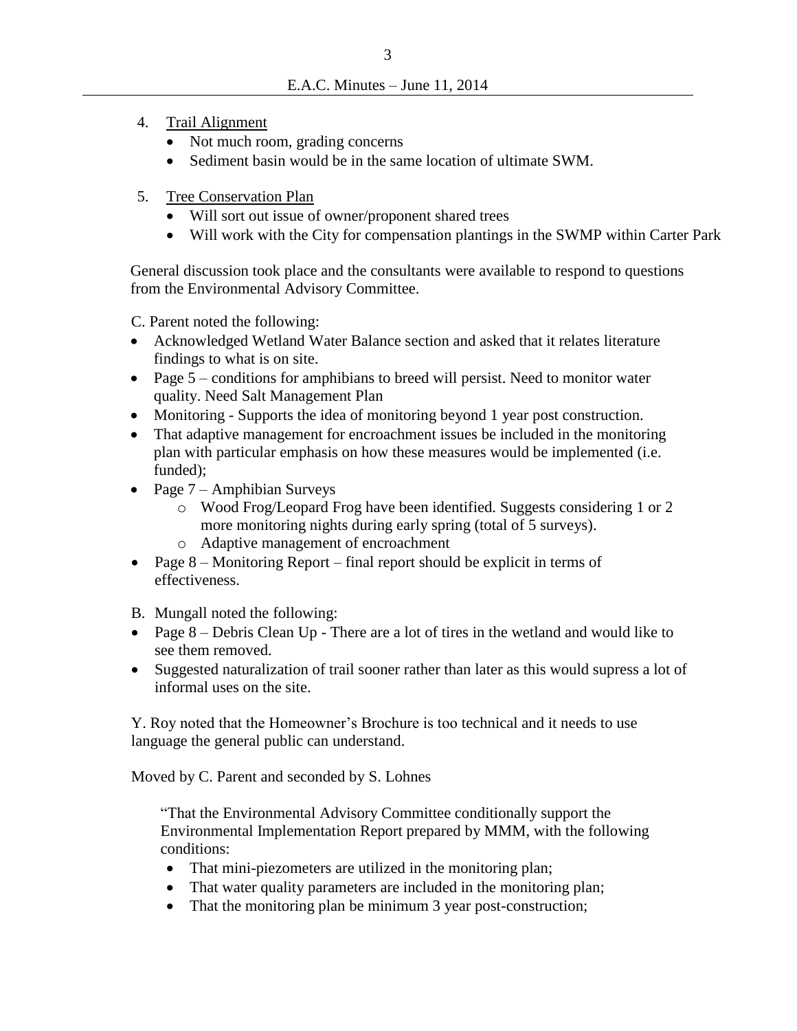4. Trail Alignment
    - Not much room, grading concerns
    - Sediment basin would be in the same location of ultimate SWM.

5. Tree Conservation Plan
    - Will sort out issue of owner/proponent shared trees
    - Will work with the City for compensation plantings in the SWMP within Carter Park

General discussion took place and the consultants were available to respond to questions from the Environmental Advisory Committee.

C. Parent noted the following:

- Acknowledged Wetland Water Balance section and asked that it relates literature findings to what is on site.
- Page 5 – conditions for amphibians to breed will persist. Need to monitor water quality. Need Salt Management Plan
- Monitoring - Supports the idea of monitoring beyond 1 year post construction.
- That adaptive management for encroachment issues be included in the monitoring plan with particular emphasis on how these measures would be implemented (i.e. funded);
- Page 7 – Amphibian Surveys
    - Wood Frog/Leopard Frog have been identified. Suggests considering 1 or 2 more monitoring nights during early spring (total of 5 surveys).
    - Adaptive management of encroachment
- Page 8 – Monitoring Report – final report should be explicit in terms of effectiveness.

B. Mungall noted the following:

- Page 8 – Debris Clean Up - There are a lot of tires in the wetland and would like to see them removed.
- Suggested naturalization of trail sooner rather than later as this would supress a lot of informal uses on the site.

Y. Roy noted that the Homeowner's Brochure is too technical and it needs to use language the general public can understand.

Moved by C. Parent and seconded by S. Lohnes

> "That the Environmental Advisory Committee conditionally support the Environmental Implementation Report prepared by MMM, with the following conditions:
>
> - That mini-piezometers are utilized in the monitoring plan;
> - That water quality parameters are included in the monitoring plan;
> - That the monitoring plan be minimum 3 year post-construction;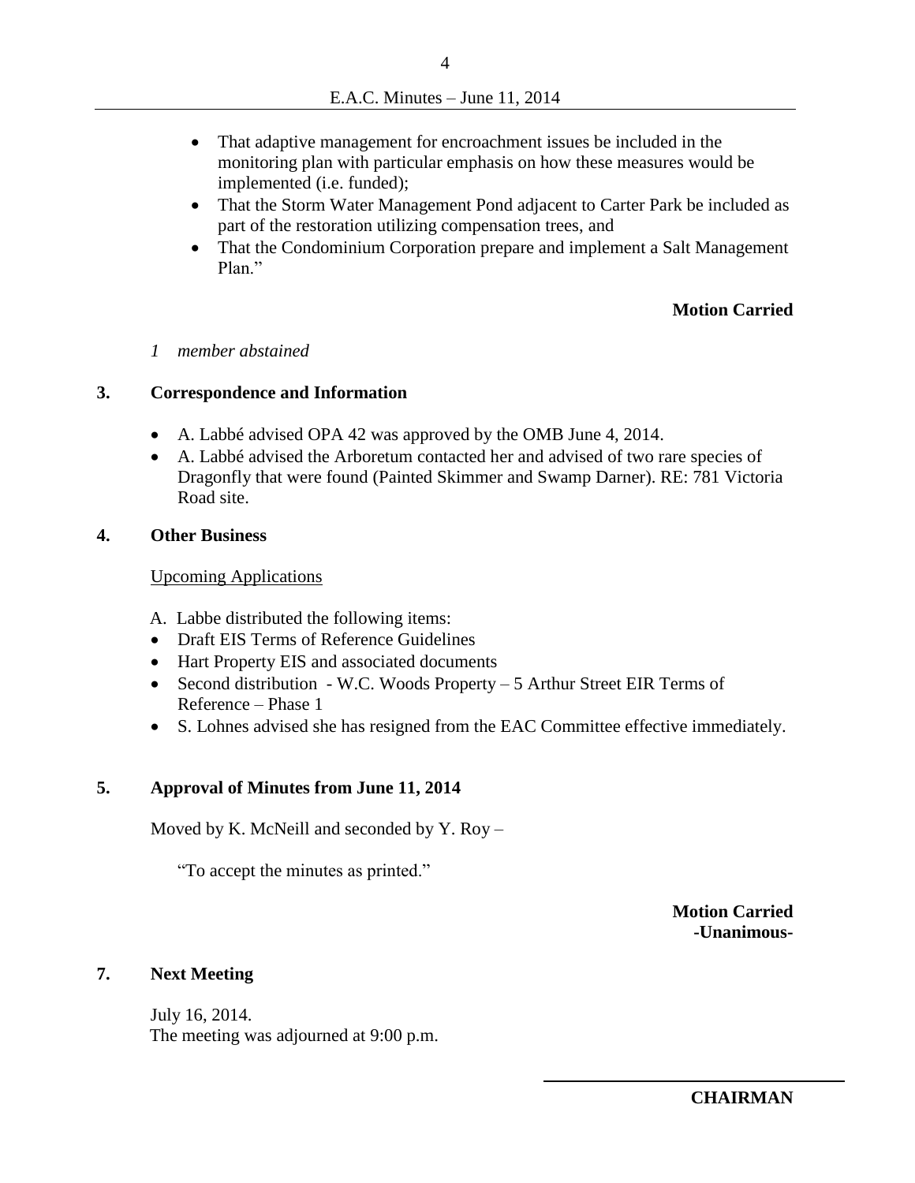- That adaptive management for encroachment issues be included in the monitoring plan with particular emphasis on how these measures would be implemented (i.e. funded);
- That the Storm Water Management Pond adjacent to Carter Park be included as part of the restoration utilizing compensation trees, and
- That the Condominium Corporation prepare and implement a Salt Management Plan."

**Motion Carried**

*1 member abstained*

## 3. Correspondence and Information

- A. Labbé advised OPA 42 was approved by the OMB June 4, 2014.
- A. Labbé advised the Arboretum contacted her and advised of two rare species of Dragonfly that were found (Painted Skimmer and Swamp Darner). RE: 781 Victoria Road site.

## 4. Other Business

Upcoming Applications

A. Labbe distributed the following items:

- Draft EIS Terms of Reference Guidelines
- Hart Property EIS and associated documents
- Second distribution - W.C. Woods Property – 5 Arthur Street EIR Terms of Reference – Phase 1
- S. Lohnes advised she has resigned from the EAC Committee effective immediately.

## 5. Approval of Minutes from June 11, 2014

Moved by K. McNeill and seconded by Y. Roy –

"To accept the minutes as printed."

**Motion Carried**
**-Unanimous-**

## 7. Next Meeting

July 16, 2014.
The meeting was adjourned at 9:00 p.m.

**CHAIRMAN**